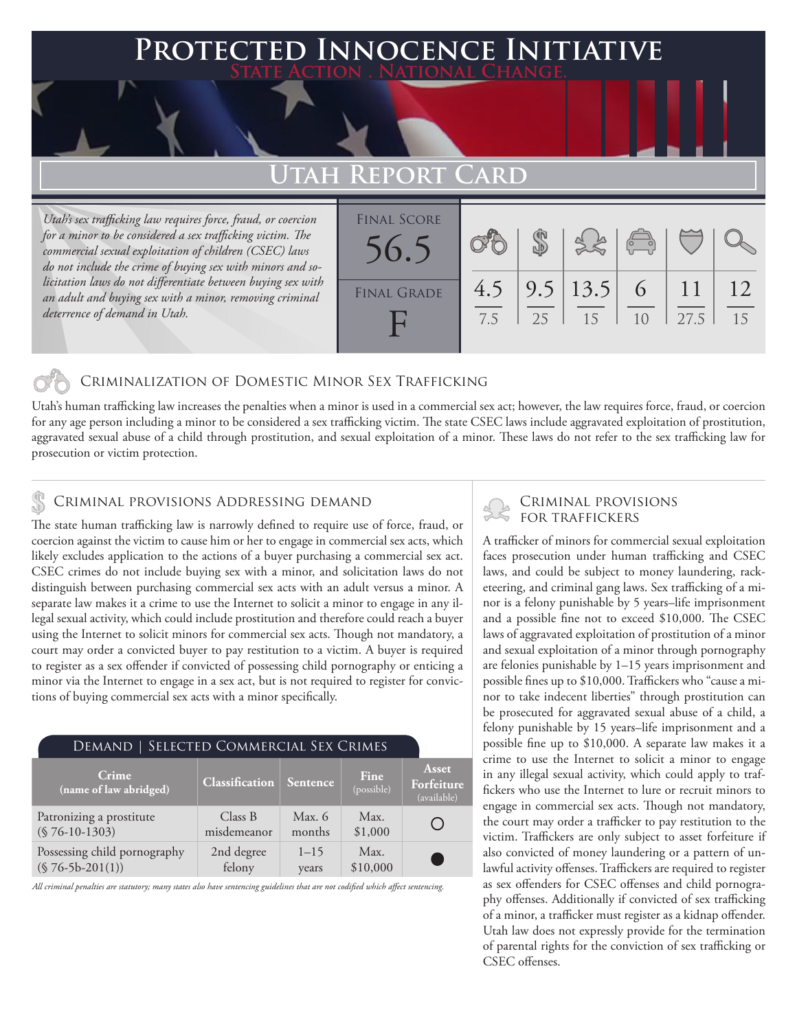# Protected Innocence Initiative

**State Action . National Change.**

## Utah Report Card

*Utah's sex trafficking law requires force, fraud, or coercion for a minor to be considered a sex trafficking victim. The commercial sexual exploitation of children (CSEC) laws do not include the crime of buying sex with minors and solicitation laws do not differentiate between buying sex with an adult and buying sex with a minor, removing criminal deterrence of demand in Utah.*

| Final Score | Final Grade |
|---|---|
| 56.5 | F |

| Criminalization of Domestic Minor Sex Trafficking | Criminal Provisions Addressing Demand | Criminal Provisions for Traffickers | Criminal Provisions for Facilitators | Protective Provisions for the Child Victims | Criminal Justice Tools for Investigation and Prosecutions |
|---|---|---|---|---|---|
| 4.5 / 7.5 | 9.5 / 25 | 13.5 / 15 | 6 / 10 | 11 / 27.5 | 12 / 15 |

### Criminalization of Domestic Minor Sex Trafficking

Utah's human trafficking law increases the penalties when a minor is used in a commercial sex act; however, the law requires force, fraud, or coercion for any age person including a minor to be considered a sex trafficking victim. The state CSEC laws include aggravated exploitation of prostitution, aggravated sexual abuse of a child through prostitution, and sexual exploitation of a minor. These laws do not refer to the sex trafficking law for prosecution or victim protection.

### Criminal provisions Addressing demand

The state human trafficking law is narrowly defined to require use of force, fraud, or coercion against the victim to cause him or her to engage in commercial sex acts, which likely excludes application to the actions of a buyer purchasing a commercial sex act. CSEC crimes do not include buying sex with a minor, and solicitation laws do not distinguish between purchasing commercial sex acts with an adult versus a minor. A separate law makes it a crime to use the Internet to solicit a minor to engage in any illegal sexual activity, which could include prostitution and therefore could reach a buyer using the Internet to solicit minors for commercial sex acts. Though not mandatory, a court may order a convicted buyer to pay restitution to a victim. A buyer is required to register as a sex offender if convicted of possessing child pornography or enticing a minor via the Internet to engage in a sex act, but is not required to register for convictions of buying commercial sex acts with a minor specifically.

#### Demand | Selected Commercial Sex Crimes

| Crime (name of law abridged) | Classification | Sentence | Fine (possible) | Asset Forfeiture (available) |
|---|---|---|---|---|
| Patronizing a prostitute (§ 76-10-1303) | Class B misdemeanor | Max. 6 months | Max. $1,000 | ○ |
| Possessing child pornography (§ 76-5b-201(1)) | 2nd degree felony | 1–15 years | Max. $10,000 | ● |

*All criminal penalties are statutory; many states also have sentencing guidelines that are not codified which affect sentencing.*

### Criminal provisions for traffickers

A trafficker of minors for commercial sexual exploitation faces prosecution under human trafficking and CSEC laws, and could be subject to money laundering, racketeering, and criminal gang laws. Sex trafficking of a minor is a felony punishable by 5 years–life imprisonment and a possible fine not to exceed $10,000. The CSEC laws of aggravated exploitation of prostitution of a minor and sexual exploitation of a minor through pornography are felonies punishable by 1–15 years imprisonment and possible fines up to $10,000. Traffickers who "cause a minor to take indecent liberties" through prostitution can be prosecuted for aggravated sexual abuse of a child, a felony punishable by 15 years–life imprisonment and a possible fine up to $10,000. A separate law makes it a crime to use the Internet to solicit a minor to engage in any illegal sexual activity, which could apply to traffickers who use the Internet to lure or recruit minors to engage in commercial sex acts. Though not mandatory, the court may order a trafficker to pay restitution to the victim. Traffickers are only subject to asset forfeiture if also convicted of money laundering or a pattern of unlawful activity offenses. Traffickers are required to register as sex offenders for CSEC offenses and child pornography offenses. Additionally if convicted of sex trafficking of a minor, a trafficker must register as a kidnap offender. Utah law does not expressly provide for the termination of parental rights for the conviction of sex trafficking or CSEC offenses.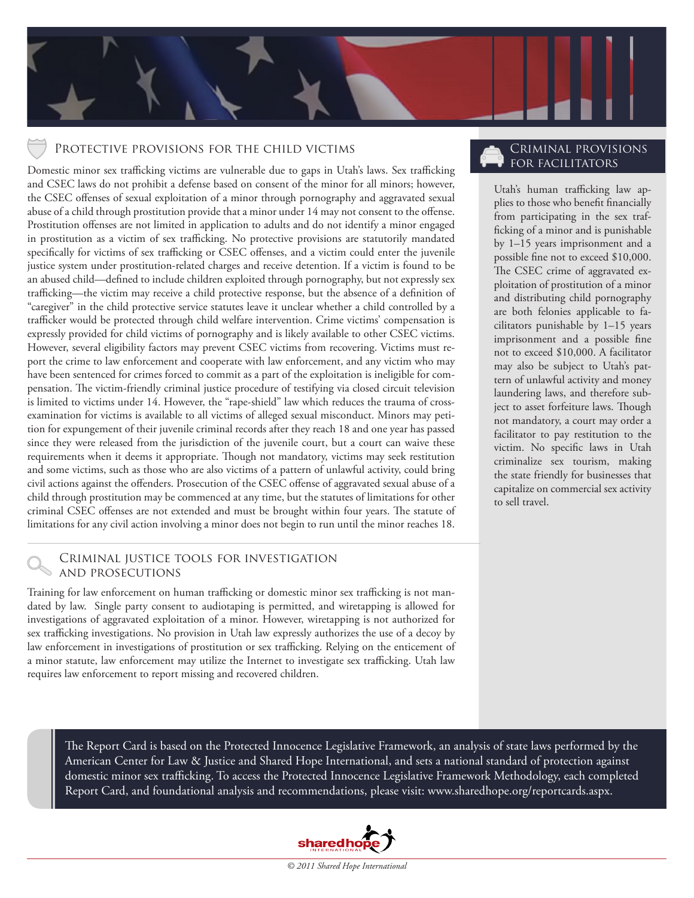## Protective provisions for the child victims

Domestic minor sex trafficking victims are vulnerable due to gaps in Utah's laws. Sex trafficking and CSEC laws do not prohibit a defense based on consent of the minor for all minors; however, the CSEC offenses of sexual exploitation of a minor through pornography and aggravated sexual abuse of a child through prostitution provide that a minor under 14 may not consent to the offense. Prostitution offenses are not limited in application to adults and do not identify a minor engaged in prostitution as a victim of sex trafficking. No protective provisions are statutorily mandated specifically for victims of sex trafficking or CSEC offenses, and a victim could enter the juvenile justice system under prostitution-related charges and receive detention. If a victim is found to be an abused child—defined to include children exploited through pornography, but not expressly sex trafficking—the victim may receive a child protective response, but the absence of a definition of "caregiver" in the child protective service statutes leave it unclear whether a child controlled by a trafficker would be protected through child welfare intervention. Crime victims' compensation is expressly provided for child victims of pornography and is likely available to other CSEC victims. However, several eligibility factors may prevent CSEC victims from recovering. Victims must report the crime to law enforcement and cooperate with law enforcement, and any victim who may have been sentenced for crimes forced to commit as a part of the exploitation is ineligible for compensation. The victim-friendly criminal justice procedure of testifying via closed circuit television is limited to victims under 14. However, the "rape-shield" law which reduces the trauma of cross-examination for victims is available to all victims of alleged sexual misconduct. Minors may petition for expungement of their juvenile criminal records after they reach 18 and one year has passed since they were released from the jurisdiction of the juvenile court, but a court can waive these requirements when it deems it appropriate. Though not mandatory, victims may seek restitution and some victims, such as those who are also victims of a pattern of unlawful activity, could bring civil actions against the offenders. Prosecution of the CSEC offense of aggravated sexual abuse of a child through prostitution may be commenced at any time, but the statutes of limitations for other criminal CSEC offenses are not extended and must be brought within four years. The statute of limitations for any civil action involving a minor does not begin to run until the minor reaches 18.

## Criminal justice tools for investigation and prosecutions

Training for law enforcement on human trafficking or domestic minor sex trafficking is not mandated by law. Single party consent to audiotaping is permitted, and wiretapping is allowed for investigations of aggravated exploitation of a minor. However, wiretapping is not authorized for sex trafficking investigations. No provision in Utah law expressly authorizes the use of a decoy by law enforcement in investigations of prostitution or sex trafficking. Relying on the enticement of a minor statute, law enforcement may utilize the Internet to investigate sex trafficking. Utah law requires law enforcement to report missing and recovered children.

## Criminal provisions for facilitators

Utah's human trafficking law applies to those who benefit financially from participating in the sex trafficking of a minor and is punishable by 1–15 years imprisonment and a possible fine not to exceed $10,000. The CSEC crime of aggravated exploitation of prostitution of a minor and distributing child pornography are both felonies applicable to facilitators punishable by 1–15 years imprisonment and a possible fine not to exceed $10,000. A facilitator may also be subject to Utah's pattern of unlawful activity and money laundering laws, and therefore subject to asset forfeiture laws. Though not mandatory, a court may order a facilitator to pay restitution to the victim. No specific laws in Utah criminalize sex tourism, making the state friendly for businesses that capitalize on commercial sex activity to sell travel.

The Report Card is based on the Protected Innocence Legislative Framework, an analysis of state laws performed by the American Center for Law & Justice and Shared Hope International, and sets a national standard of protection against domestic minor sex trafficking. To access the Protected Innocence Legislative Framework Methodology, each completed Report Card, and foundational analysis and recommendations, please visit: www.sharedhope.org/reportcards.aspx.

sharedhope INTERNATIONAL

*© 2011 Shared Hope International*